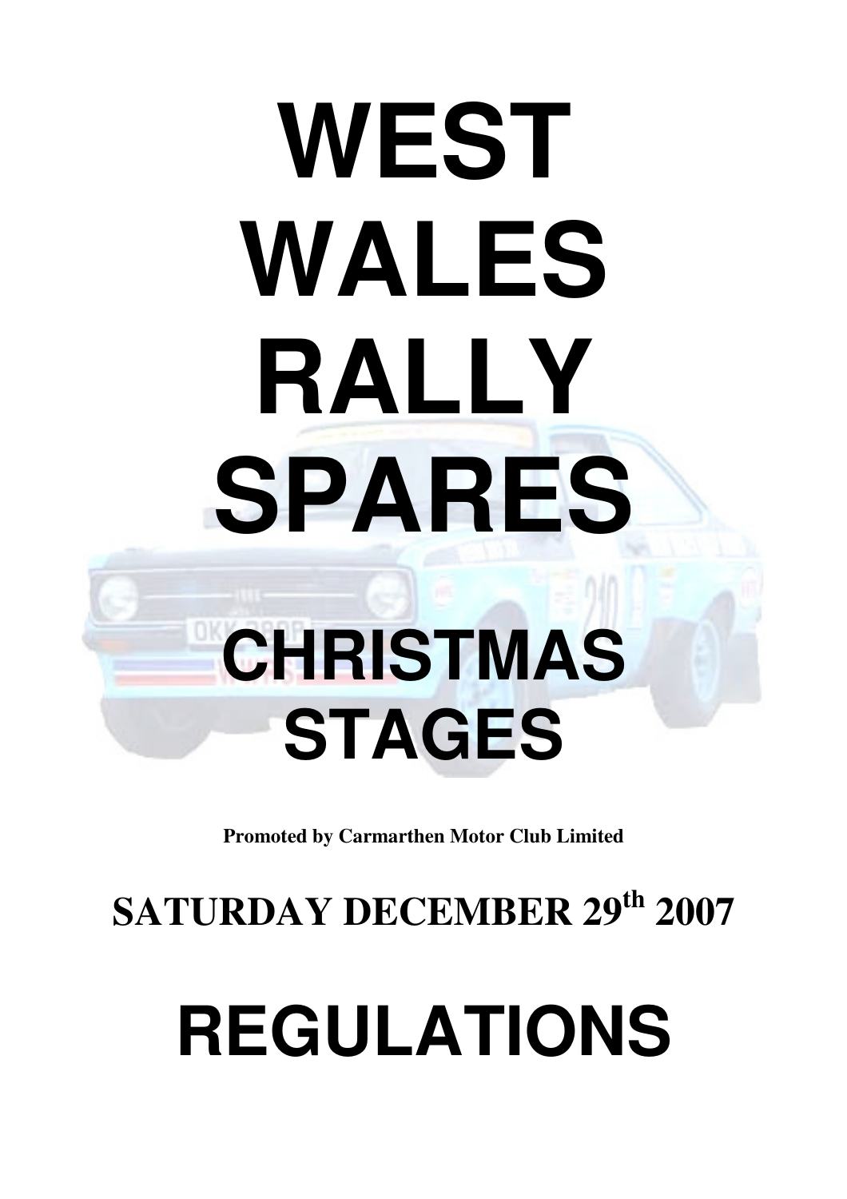# WEST WALES RALLY SPARES

# CHRISTMAS STAGES

**Promoted by Carmarthen Motor Club Limited**

## SATURDAY DECEMBER 29th 2007

# REGULATIONS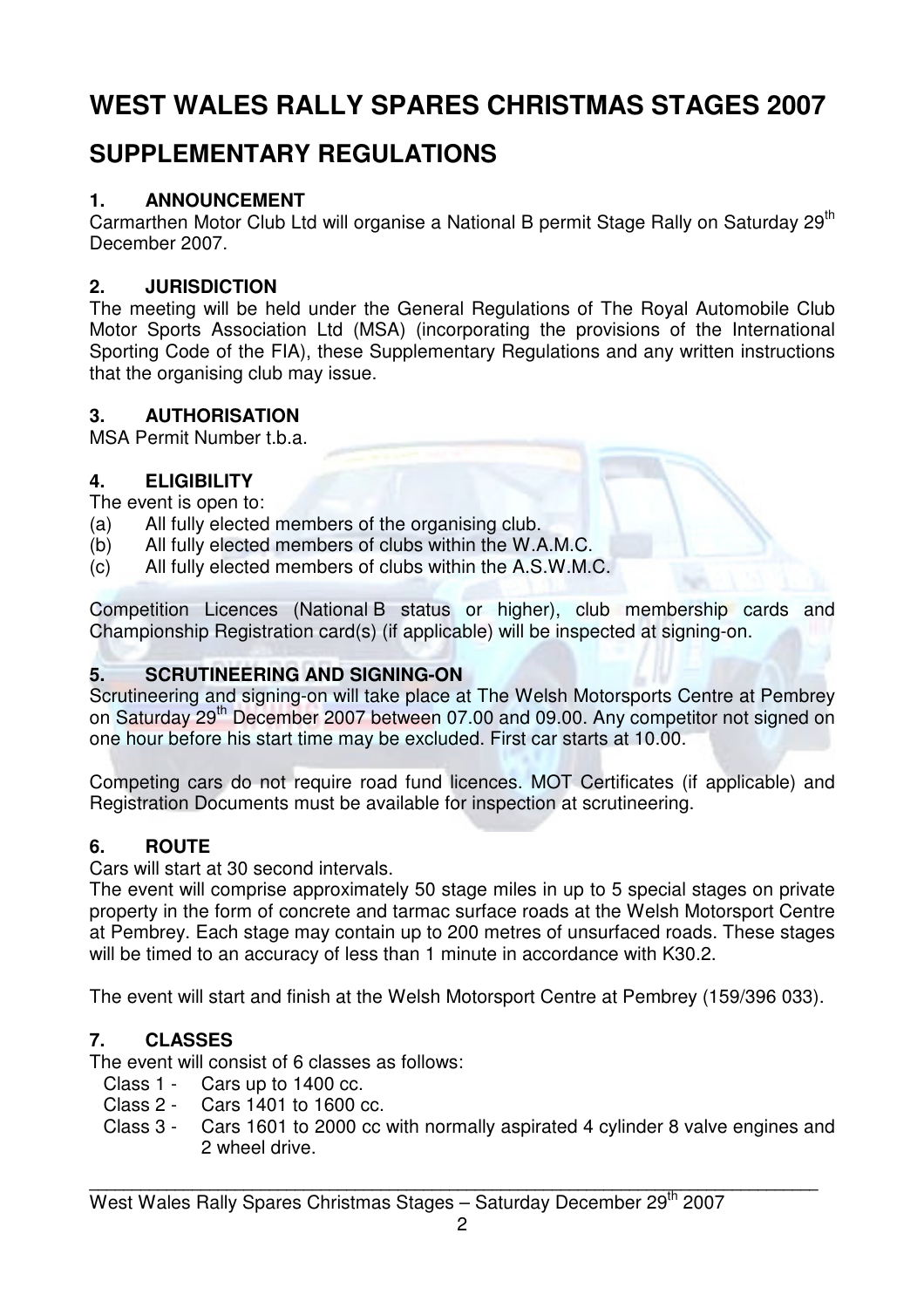# WEST WALES RALLY SPARES CHRISTMAS STAGES 2007

## SUPPLEMENTARY REGULATIONS

### 1. ANNOUNCEMENT

Carmarthen Motor Club Ltd will organise a National B permit Stage Rally on Saturday 29th December 2007.

### 2. JURISDICTION

The meeting will be held under the General Regulations of The Royal Automobile Club Motor Sports Association Ltd (MSA) (incorporating the provisions of the International Sporting Code of the FIA), these Supplementary Regulations and any written instructions that the organising club may issue.

### 3. AUTHORISATION

MSA Permit Number t.b.a.

### 4. ELIGIBILITY

The event is open to:

(a) All fully elected members of the organising club.
(b) All fully elected members of clubs within the W.A.M.C.
(c) All fully elected members of clubs within the A.S.W.M.C.

Competition Licences (National B status or higher), club membership cards and Championship Registration card(s) (if applicable) will be inspected at signing-on.

### 5. SCRUTINEERING AND SIGNING-ON

Scrutineering and signing-on will take place at The Welsh Motorsports Centre at Pembrey on Saturday 29th December 2007 between 07.00 and 09.00. Any competitor not signed on one hour before his start time may be excluded. First car starts at 10.00.

Competing cars do not require road fund licences. MOT Certificates (if applicable) and Registration Documents must be available for inspection at scrutineering.

### 6. ROUTE

Cars will start at 30 second intervals.

The event will comprise approximately 50 stage miles in up to 5 special stages on private property in the form of concrete and tarmac surface roads at the Welsh Motorsport Centre at Pembrey. Each stage may contain up to 200 metres of unsurfaced roads. These stages will be timed to an accuracy of less than 1 minute in accordance with K30.2.

The event will start and finish at the Welsh Motorsport Centre at Pembrey (159/396 033).

### 7. CLASSES

The event will consist of 6 classes as follows:

Class 1 - Cars up to 1400 cc.
Class 2 - Cars 1401 to 1600 cc.
Class 3 - Cars 1601 to 2000 cc with normally aspirated 4 cylinder 8 valve engines and 2 wheel drive.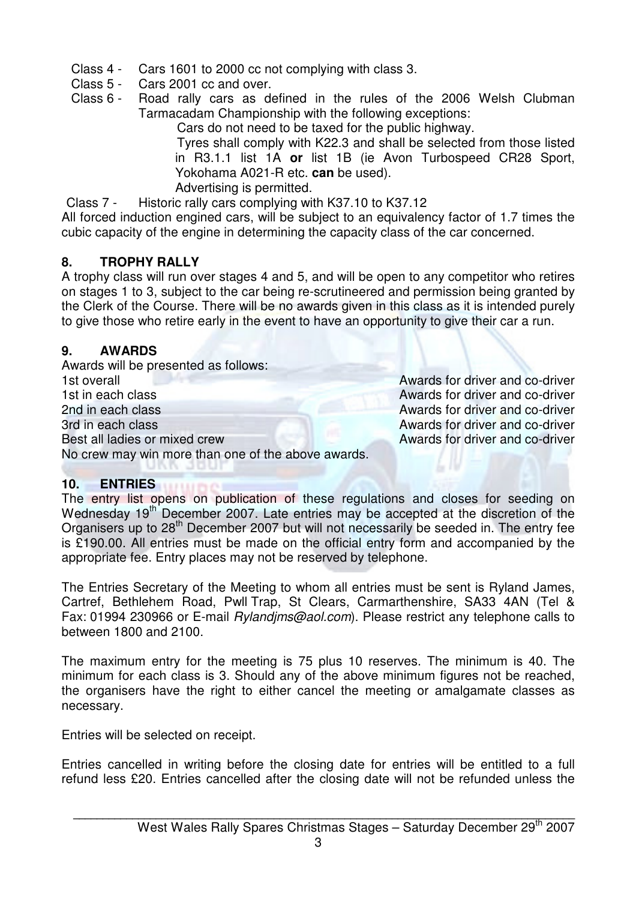Class 4 - Cars 1601 to 2000 cc not complying with class 3.
Class 5 - Cars 2001 cc and over.
Class 6 - Road rally cars as defined in the rules of the 2006 Welsh Clubman Tarmacadam Championship with the following exceptions:

Cars do not need to be taxed for the public highway.
Tyres shall comply with K22.3 and shall be selected from those listed in R3.1.1 list 1A **or** list 1B (ie Avon Turbospeed CR28 Sport, Yokohama A021-R etc. **can** be used).
Advertising is permitted.

Class 7 - Historic rally cars complying with K37.10 to K37.12

All forced induction engined cars, will be subject to an equivalency factor of 1.7 times the cubic capacity of the engine in determining the capacity class of the car concerned.

## 8. TROPHY RALLY

A trophy class will run over stages 4 and 5, and will be open to any competitor who retires on stages 1 to 3, subject to the car being re-scrutineered and permission being granted by the Clerk of the Course. There will be no awards given in this class as it is intended purely to give those who retire early in the event to have an opportunity to give their car a run.

## 9. AWARDS

Awards will be presented as follows:

| | |
|---|---|
| 1st overall | Awards for driver and co-driver |
| 1st in each class | Awards for driver and co-driver |
| 2nd in each class | Awards for driver and co-driver |
| 3rd in each class | Awards for driver and co-driver |
| Best all ladies or mixed crew | Awards for driver and co-driver |

No crew may win more than one of the above awards.

## 10. ENTRIES

The entry list opens on publication of these regulations and closes for seeding on Wednesday 19th December 2007. Late entries may be accepted at the discretion of the Organisers up to 28th December 2007 but will not necessarily be seeded in. The entry fee is £190.00. All entries must be made on the official entry form and accompanied by the appropriate fee. Entry places may not be reserved by telephone.

The Entries Secretary of the Meeting to whom all entries must be sent is Ryland James, Cartref, Bethlehem Road, Pwll Trap, St Clears, Carmarthenshire, SA33 4AN (Tel & Fax: 01994 230966 or E-mail *Rylandjms@aol.com*). Please restrict any telephone calls to between 1800 and 2100.

The maximum entry for the meeting is 75 plus 10 reserves. The minimum is 40. The minimum for each class is 3. Should any of the above minimum figures not be reached, the organisers have the right to either cancel the meeting or amalgamate classes as necessary.

Entries will be selected on receipt.

Entries cancelled in writing before the closing date for entries will be entitled to a full refund less £20. Entries cancelled after the closing date will not be refunded unless the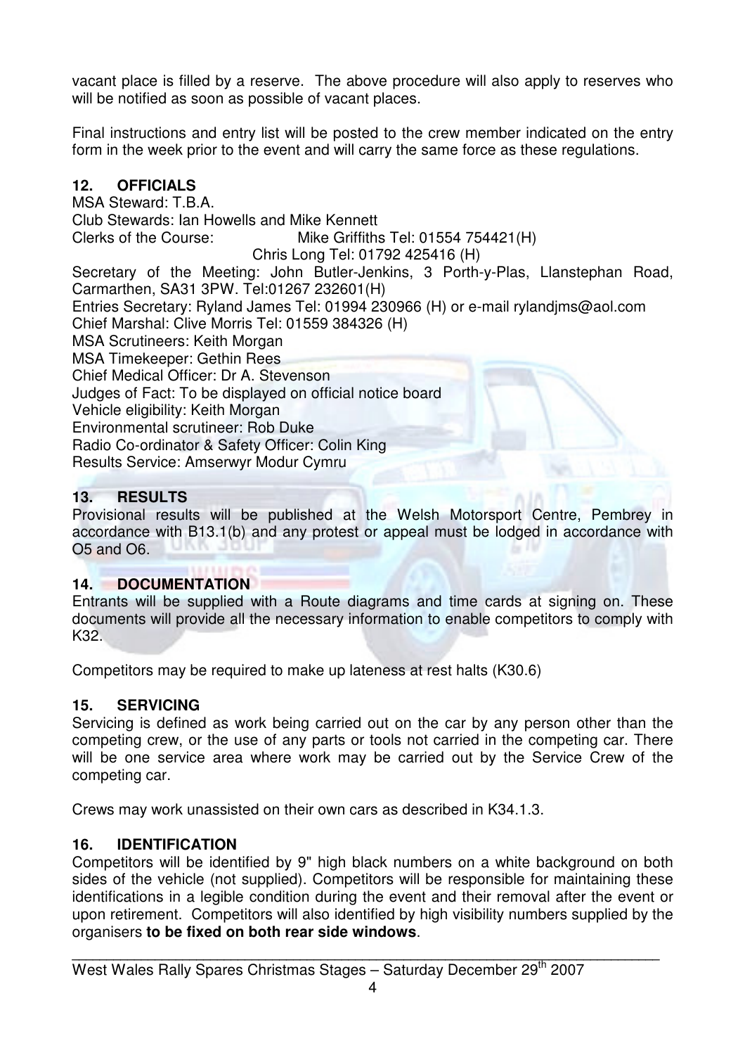vacant place is filled by a reserve. The above procedure will also apply to reserves who will be notified as soon as possible of vacant places.

Final instructions and entry list will be posted to the crew member indicated on the entry form in the week prior to the event and will carry the same force as these regulations.

## 12. OFFICIALS

MSA Steward: T.B.A.
Club Stewards: Ian Howells and Mike Kennett
Clerks of the Course: Mike Griffiths Tel: 01554 754421(H)
Chris Long Tel: 01792 425416 (H)
Secretary of the Meeting: John Butler-Jenkins, 3 Porth-y-Plas, Llanstephan Road, Carmarthen, SA31 3PW. Tel:01267 232601(H)
Entries Secretary: Ryland James Tel: 01994 230966 (H) or e-mail rylandjms@aol.com
Chief Marshal: Clive Morris Tel: 01559 384326 (H)
MSA Scrutineers: Keith Morgan
MSA Timekeeper: Gethin Rees
Chief Medical Officer: Dr A. Stevenson
Judges of Fact: To be displayed on official notice board
Vehicle eligibility: Keith Morgan
Environmental scrutineer: Rob Duke
Radio Co-ordinator & Safety Officer: Colin King
Results Service: Amserwyr Modur Cymru

## 13. RESULTS

Provisional results will be published at the Welsh Motorsport Centre, Pembrey in accordance with B13.1(b) and any protest or appeal must be lodged in accordance with O5 and O6.

## 14. DOCUMENTATION

Entrants will be supplied with a Route diagrams and time cards at signing on. These documents will provide all the necessary information to enable competitors to comply with K32.

Competitors may be required to make up lateness at rest halts (K30.6)

## 15. SERVICING

Servicing is defined as work being carried out on the car by any person other than the competing crew, or the use of any parts or tools not carried in the competing car. There will be one service area where work may be carried out by the Service Crew of the competing car.

Crews may work unassisted on their own cars as described in K34.1.3.

## 16. IDENTIFICATION

Competitors will be identified by 9" high black numbers on a white background on both sides of the vehicle (not supplied). Competitors will be responsible for maintaining these identifications in a legible condition during the event and their removal after the event or upon retirement. Competitors will also identified by high visibility numbers supplied by the organisers **to be fixed on both rear side windows**.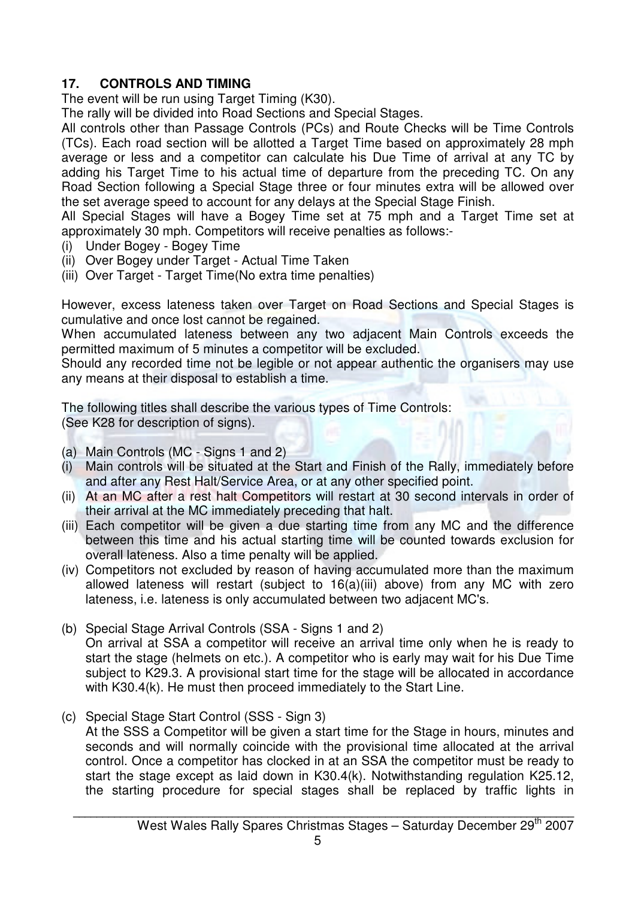## 17. CONTROLS AND TIMING

The event will be run using Target Timing (K30).

The rally will be divided into Road Sections and Special Stages.

All controls other than Passage Controls (PCs) and Route Checks will be Time Controls (TCs). Each road section will be allotted a Target Time based on approximately 28 mph average or less and a competitor can calculate his Due Time of arrival at any TC by adding his Target Time to his actual time of departure from the preceding TC. On any Road Section following a Special Stage three or four minutes extra will be allowed over the set average speed to account for any delays at the Special Stage Finish.

All Special Stages will have a Bogey Time set at 75 mph and a Target Time set at approximately 30 mph. Competitors will receive penalties as follows:-

(i) Under Bogey - Bogey Time
(ii) Over Bogey under Target - Actual Time Taken
(iii) Over Target - Target Time(No extra time penalties)

However, excess lateness taken over Target on Road Sections and Special Stages is cumulative and once lost cannot be regained.

When accumulated lateness between any two adjacent Main Controls exceeds the permitted maximum of 5 minutes a competitor will be excluded.

Should any recorded time not be legible or not appear authentic the organisers may use any means at their disposal to establish a time.

The following titles shall describe the various types of Time Controls:
(See K28 for description of signs).

(a) Main Controls (MC - Signs 1 and 2)

(i) Main controls will be situated at the Start and Finish of the Rally, immediately before and after any Rest Halt/Service Area, or at any other specified point.

(ii) At an MC after a rest halt Competitors will restart at 30 second intervals in order of their arrival at the MC immediately preceding that halt.

(iii) Each competitor will be given a due starting time from any MC and the difference between this time and his actual starting time will be counted towards exclusion for overall lateness. Also a time penalty will be applied.

(iv) Competitors not excluded by reason of having accumulated more than the maximum allowed lateness will restart (subject to 16(a)(iii) above) from any MC with zero lateness, i.e. lateness is only accumulated between two adjacent MC's.

(b) Special Stage Arrival Controls (SSA - Signs 1 and 2)

On arrival at SSA a competitor will receive an arrival time only when he is ready to start the stage (helmets on etc.). A competitor who is early may wait for his Due Time subject to K29.3. A provisional start time for the stage will be allocated in accordance with K30.4(k). He must then proceed immediately to the Start Line.

(c) Special Stage Start Control (SSS - Sign 3)

At the SSS a Competitor will be given a start time for the Stage in hours, minutes and seconds and will normally coincide with the provisional time allocated at the arrival control. Once a competitor has clocked in at an SSA the competitor must be ready to start the stage except as laid down in K30.4(k). Notwithstanding regulation K25.12, the starting procedure for special stages shall be replaced by traffic lights in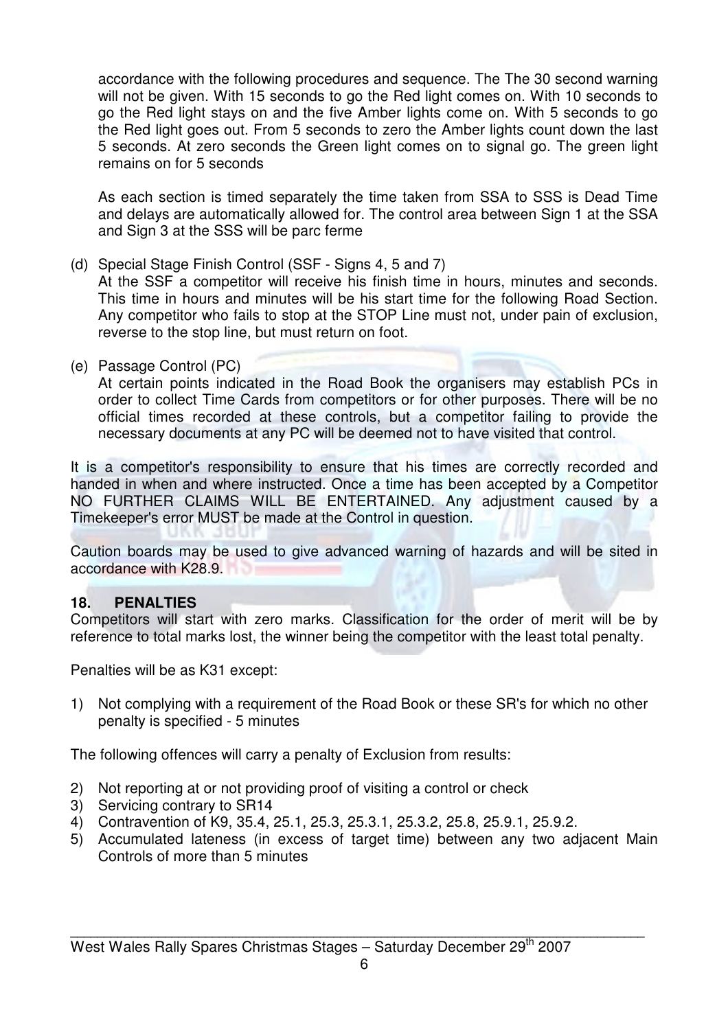accordance with the following procedures and sequence. The The 30 second warning will not be given. With 15 seconds to go the Red light comes on. With 10 seconds to go the Red light stays on and the five Amber lights come on. With 5 seconds to go the Red light goes out. From 5 seconds to zero the Amber lights count down the last 5 seconds. At zero seconds the Green light comes on to signal go. The green light remains on for 5 seconds

As each section is timed separately the time taken from SSA to SSS is Dead Time and delays are automatically allowed for. The control area between Sign 1 at the SSA and Sign 3 at the SSS will be parc ferme

(d) Special Stage Finish Control (SSF - Signs 4, 5 and 7)
At the SSF a competitor will receive his finish time in hours, minutes and seconds. This time in hours and minutes will be his start time for the following Road Section. Any competitor who fails to stop at the STOP Line must not, under pain of exclusion, reverse to the stop line, but must return on foot.

(e) Passage Control (PC)
At certain points indicated in the Road Book the organisers may establish PCs in order to collect Time Cards from competitors or for other purposes. There will be no official times recorded at these controls, but a competitor failing to provide the necessary documents at any PC will be deemed not to have visited that control.

It is a competitor's responsibility to ensure that his times are correctly recorded and handed in when and where instructed. Once a time has been accepted by a Competitor NO FURTHER CLAIMS WILL BE ENTERTAINED. Any adjustment caused by a Timekeeper's error MUST be made at the Control in question.

Caution boards may be used to give advanced warning of hazards and will be sited in accordance with K28.9.

## 18. PENALTIES

Competitors will start with zero marks. Classification for the order of merit will be by reference to total marks lost, the winner being the competitor with the least total penalty.

Penalties will be as K31 except:

1) Not complying with a requirement of the Road Book or these SR's for which no other penalty is specified - 5 minutes

The following offences will carry a penalty of Exclusion from results:

2) Not reporting at or not providing proof of visiting a control or check
3) Servicing contrary to SR14
4) Contravention of K9, 35.4, 25.1, 25.3, 25.3.1, 25.3.2, 25.8, 25.9.1, 25.9.2.
5) Accumulated lateness (in excess of target time) between any two adjacent Main Controls of more than 5 minutes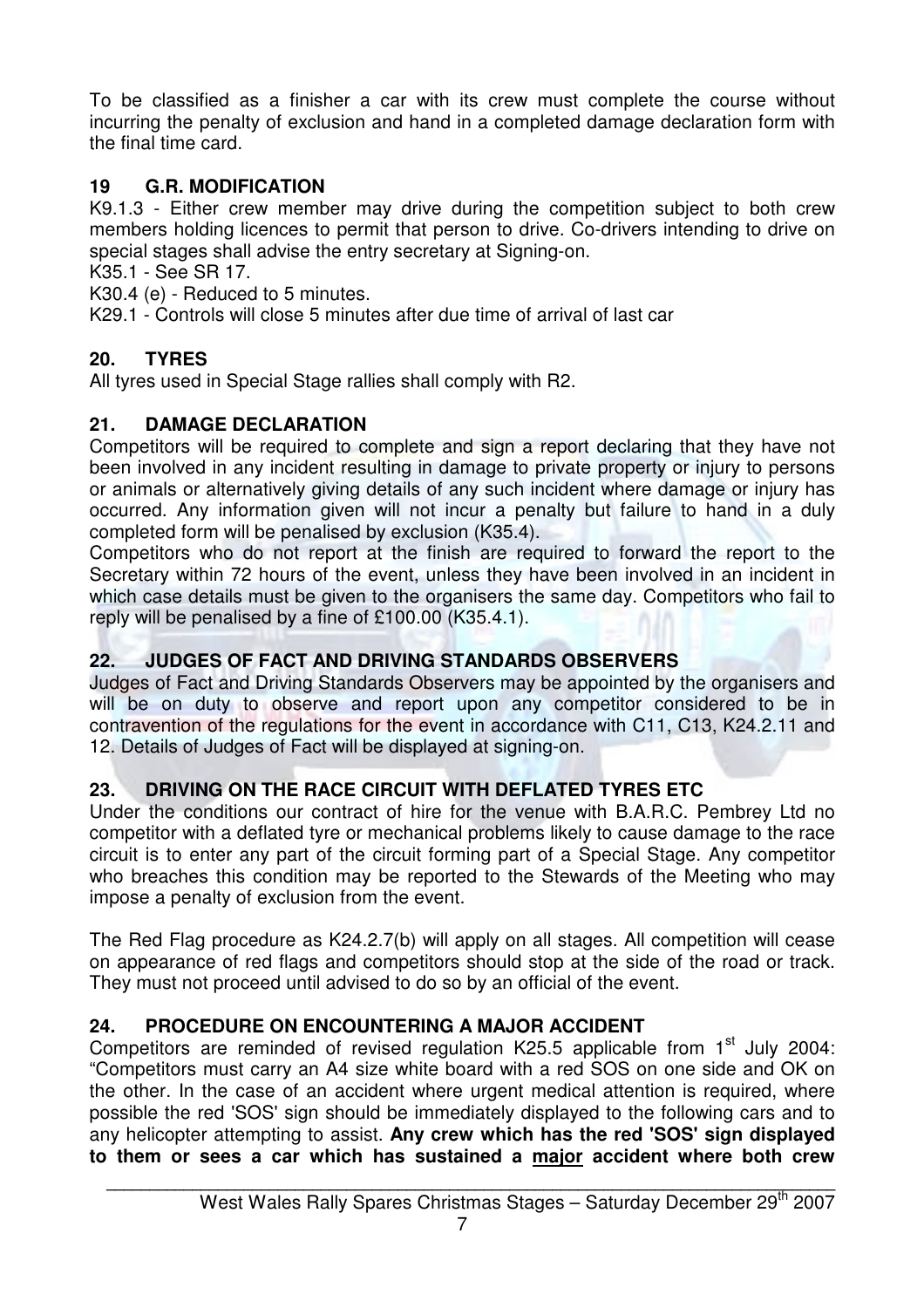To be classified as a finisher a car with its crew must complete the course without incurring the penalty of exclusion and hand in a completed damage declaration form with the final time card.

## 19 G.R. MODIFICATION

K9.1.3 - Either crew member may drive during the competition subject to both crew members holding licences to permit that person to drive. Co-drivers intending to drive on special stages shall advise the entry secretary at Signing-on.

K35.1 - See SR 17.

K30.4 (e) - Reduced to 5 minutes.

K29.1 - Controls will close 5 minutes after due time of arrival of last car

## 20. TYRES

All tyres used in Special Stage rallies shall comply with R2.

## 21. DAMAGE DECLARATION

Competitors will be required to complete and sign a report declaring that they have not been involved in any incident resulting in damage to private property or injury to persons or animals or alternatively giving details of any such incident where damage or injury has occurred. Any information given will not incur a penalty but failure to hand in a duly completed form will be penalised by exclusion (K35.4).

Competitors who do not report at the finish are required to forward the report to the Secretary within 72 hours of the event, unless they have been involved in an incident in which case details must be given to the organisers the same day. Competitors who fail to reply will be penalised by a fine of £100.00 (K35.4.1).

## 22. JUDGES OF FACT AND DRIVING STANDARDS OBSERVERS

Judges of Fact and Driving Standards Observers may be appointed by the organisers and will be on duty to observe and report upon any competitor considered to be in contravention of the regulations for the event in accordance with C11, C13, K24.2.11 and 12. Details of Judges of Fact will be displayed at signing-on.

## 23. DRIVING ON THE RACE CIRCUIT WITH DEFLATED TYRES ETC

Under the conditions our contract of hire for the venue with B.A.R.C. Pembrey Ltd no competitor with a deflated tyre or mechanical problems likely to cause damage to the race circuit is to enter any part of the circuit forming part of a Special Stage. Any competitor who breaches this condition may be reported to the Stewards of the Meeting who may impose a penalty of exclusion from the event.

The Red Flag procedure as K24.2.7(b) will apply on all stages. All competition will cease on appearance of red flags and competitors should stop at the side of the road or track. They must not proceed until advised to do so by an official of the event.

## 24. PROCEDURE ON ENCOUNTERING A MAJOR ACCIDENT

Competitors are reminded of revised regulation K25.5 applicable from 1st July 2004: "Competitors must carry an A4 size white board with a red SOS on one side and OK on the other. In the case of an accident where urgent medical attention is required, where possible the red 'SOS' sign should be immediately displayed to the following cars and to any helicopter attempting to assist. **Any crew which has the red 'SOS' sign displayed to them or sees a car which has sustained a <u>major</u> accident where both crew**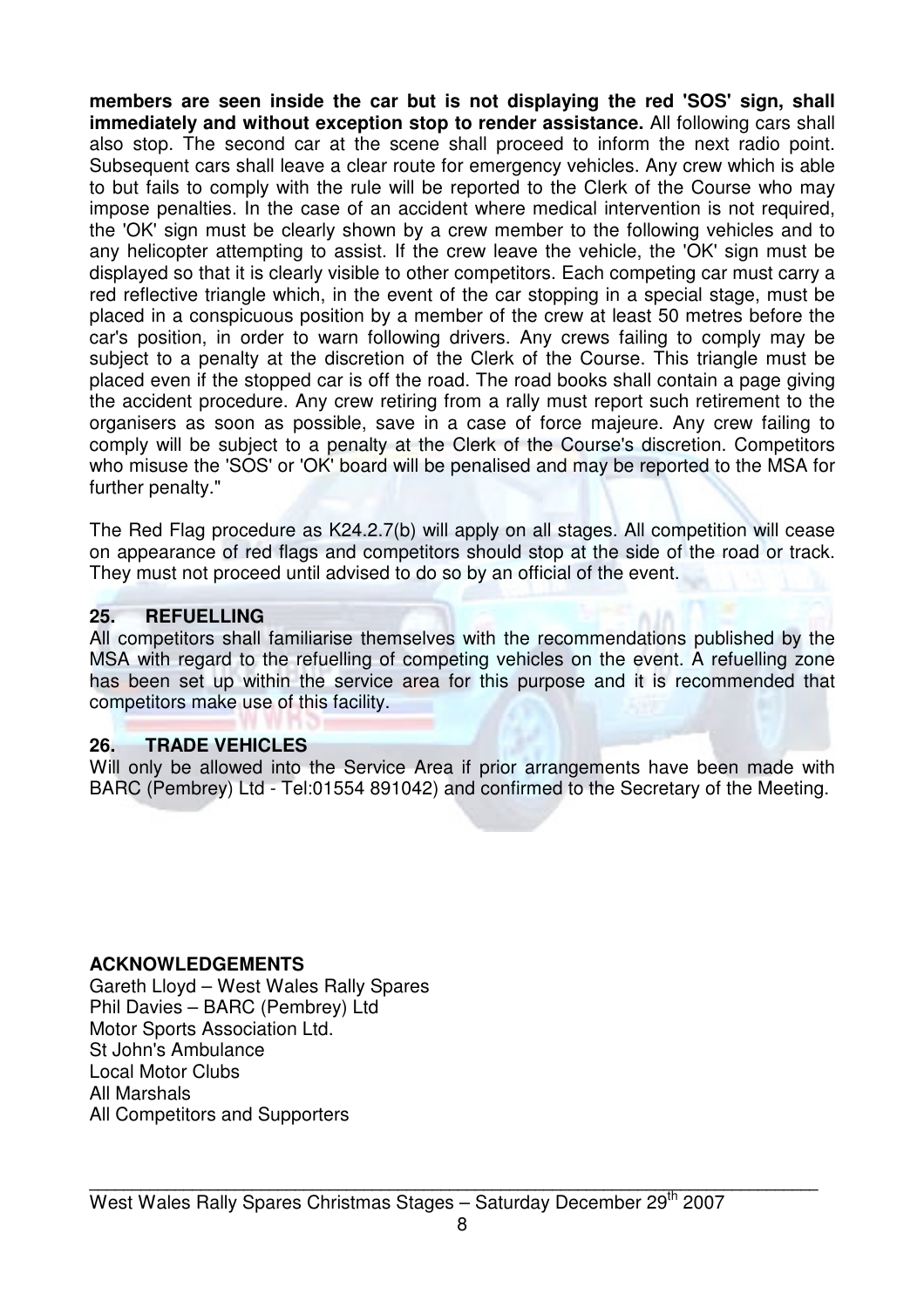**members are seen inside the car but is not displaying the red 'SOS' sign, shall immediately and without exception stop to render assistance.** All following cars shall also stop. The second car at the scene shall proceed to inform the next radio point. Subsequent cars shall leave a clear route for emergency vehicles. Any crew which is able to but fails to comply with the rule will be reported to the Clerk of the Course who may impose penalties. In the case of an accident where medical intervention is not required, the 'OK' sign must be clearly shown by a crew member to the following vehicles and to any helicopter attempting to assist. If the crew leave the vehicle, the 'OK' sign must be displayed so that it is clearly visible to other competitors. Each competing car must carry a red reflective triangle which, in the event of the car stopping in a special stage, must be placed in a conspicuous position by a member of the crew at least 50 metres before the car's position, in order to warn following drivers. Any crews failing to comply may be subject to a penalty at the discretion of the Clerk of the Course. This triangle must be placed even if the stopped car is off the road. The road books shall contain a page giving the accident procedure. Any crew retiring from a rally must report such retirement to the organisers as soon as possible, save in a case of force majeure. Any crew failing to comply will be subject to a penalty at the Clerk of the Course's discretion. Competitors who misuse the 'SOS' or 'OK' board will be penalised and may be reported to the MSA for further penalty."

The Red Flag procedure as K24.2.7(b) will apply on all stages. All competition will cease on appearance of red flags and competitors should stop at the side of the road or track. They must not proceed until advised to do so by an official of the event.

## 25. REFUELLING

All competitors shall familiarise themselves with the recommendations published by the MSA with regard to the refuelling of competing vehicles on the event. A refuelling zone has been set up within the service area for this purpose and it is recommended that competitors make use of this facility.

## 26. TRADE VEHICLES

Will only be allowed into the Service Area if prior arrangements have been made with BARC (Pembrey) Ltd - Tel:01554 891042) and confirmed to the Secretary of the Meeting.

## ACKNOWLEDGEMENTS

Gareth Lloyd – West Wales Rally Spares
Phil Davies – BARC (Pembrey) Ltd
Motor Sports Association Ltd.
St John's Ambulance
Local Motor Clubs
All Marshals
All Competitors and Supporters